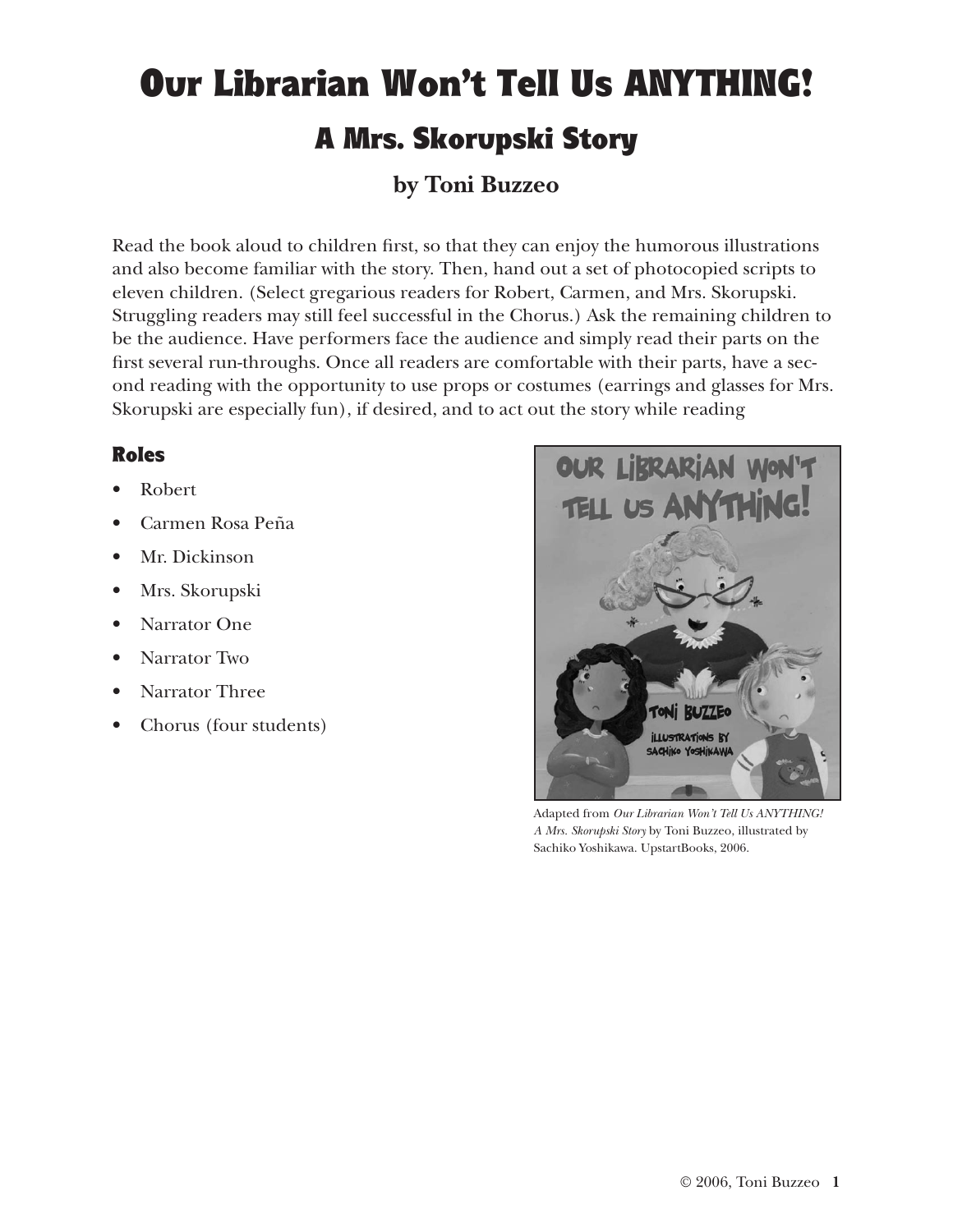# Our Librarian Won't Tell Us ANYTHING!

## A Mrs. Skorupski Story

### by Toni Buzzeo

Read the book aloud to children first, so that they can enjoy the humorous illustrations and also become familiar with the story. Then, hand out a set of photocopied scripts to eleven children. (Select gregarious readers for Robert, Carmen, and Mrs. Skorupski. Struggling readers may still feel successful in the Chorus.) Ask the remaining children to be the audience. Have performers face the audience and simply read their parts on the first several run-throughs. Once all readers are comfortable with their parts, have a second reading with the opportunity to use props or costumes (earrings and glasses for Mrs. Skorupski are especially fun), if desired, and to act out the story while reading

### Roles

- Robert
- Carmen Rosa Peña
- Mr. Dickinson
- Mrs. Skorupski
- Narrator One
- Narrator Two
- Narrator Three
- Chorus (four students)

Adapted from *Our Librarian Won't Tell Us ANYTHING! A Mrs. Skorupski Story* by Toni Buzzeo, illustrated by Sachiko Yoshikawa. UpstartBooks, 2006.

© 2006, Toni Buzzeo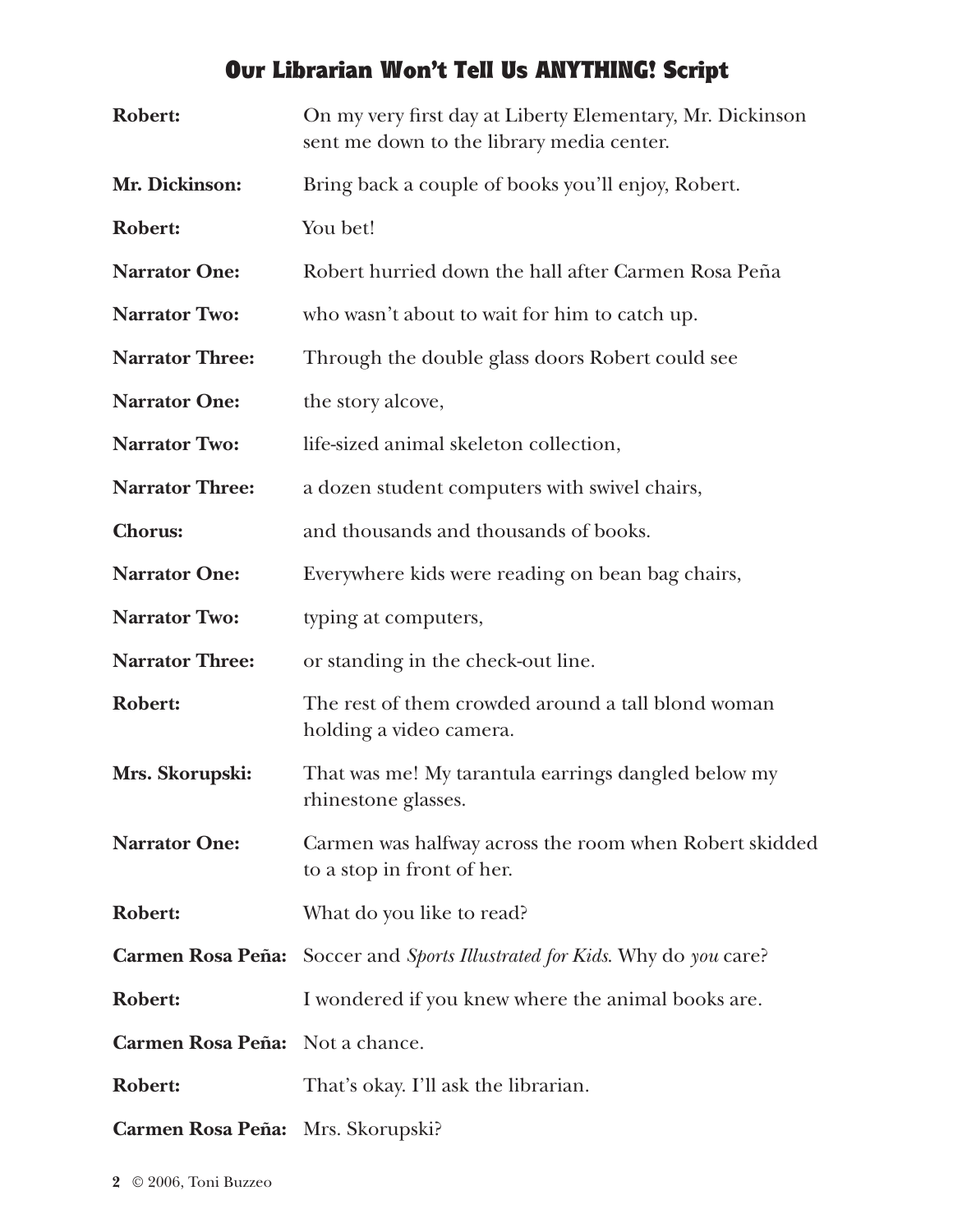# Our Librarian Won't Tell Us ANYTHING! Script

**Robert:** On my very first day at Liberty Elementary, Mr. Dickinson sent me down to the library media center.

**Mr. Dickinson:** Bring back a couple of books you'll enjoy, Robert.

**Robert:** You bet!

**Narrator One:** Robert hurried down the hall after Carmen Rosa Peña

**Narrator Two:** who wasn't about to wait for him to catch up.

**Narrator Three:** Through the double glass doors Robert could see

**Narrator One:** the story alcove,

**Narrator Two:** life-sized animal skeleton collection,

**Narrator Three:** a dozen student computers with swivel chairs,

**Chorus:** and thousands and thousands of books.

**Narrator One:** Everywhere kids were reading on bean bag chairs,

**Narrator Two:** typing at computers,

**Narrator Three:** or standing in the check-out line.

**Robert:** The rest of them crowded around a tall blond woman holding a video camera.

**Mrs. Skorupski:** That was me! My tarantula earrings dangled below my rhinestone glasses.

**Narrator One:** Carmen was halfway across the room when Robert skidded to a stop in front of her.

**Robert:** What do you like to read?

**Carmen Rosa Peña:** Soccer and *Sports Illustrated for Kids*. Why do *you* care?

**Robert:** I wondered if you knew where the animal books are.

**Carmen Rosa Peña:** Not a chance.

**Robert:** That's okay. I'll ask the librarian.

**Carmen Rosa Peña:** Mrs. Skorupski?

© 2006, Toni Buzzeo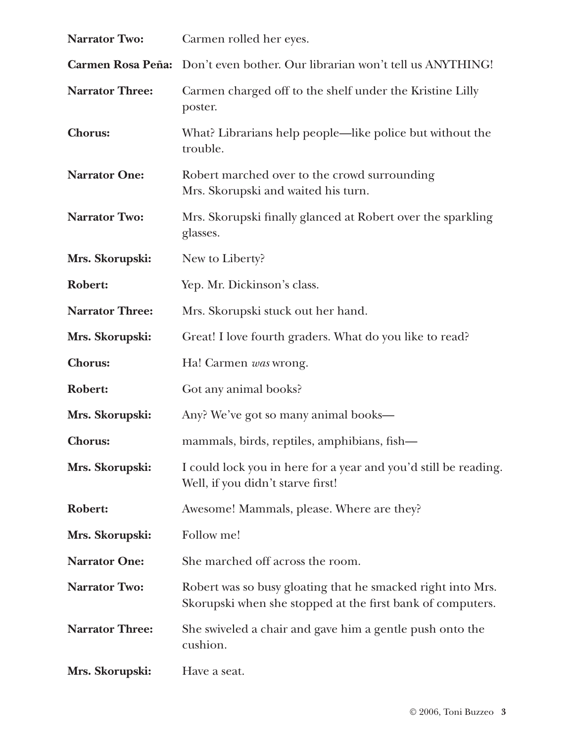**Narrator Two:** Carmen rolled her eyes.

**Carmen Rosa Peña:** Don't even bother. Our librarian won't tell us ANYTHING!

**Narrator Three:** Carmen charged off to the shelf under the Kristine Lilly poster.

**Chorus:** What? Librarians help people—like police but without the trouble.

**Narrator One:** Robert marched over to the crowd surrounding Mrs. Skorupski and waited his turn.

**Narrator Two:** Mrs. Skorupski finally glanced at Robert over the sparkling glasses.

**Mrs. Skorupski:** New to Liberty?

**Robert:** Yep. Mr. Dickinson's class.

**Narrator Three:** Mrs. Skorupski stuck out her hand.

**Mrs. Skorupski:** Great! I love fourth graders. What do you like to read?

**Chorus:** Ha! Carmen *was* wrong.

**Robert:** Got any animal books?

**Mrs. Skorupski:** Any? We've got so many animal books—

**Chorus:** mammals, birds, reptiles, amphibians, fish—

**Mrs. Skorupski:** I could lock you in here for a year and you'd still be reading. Well, if you didn't starve first!

**Robert:** Awesome! Mammals, please. Where are they?

**Mrs. Skorupski:** Follow me!

**Narrator One:** She marched off across the room.

**Narrator Two:** Robert was so busy gloating that he smacked right into Mrs. Skorupski when she stopped at the first bank of computers.

**Narrator Three:** She swiveled a chair and gave him a gentle push onto the cushion.

**Mrs. Skorupski:** Have a seat.

© 2006, Toni Buzzeo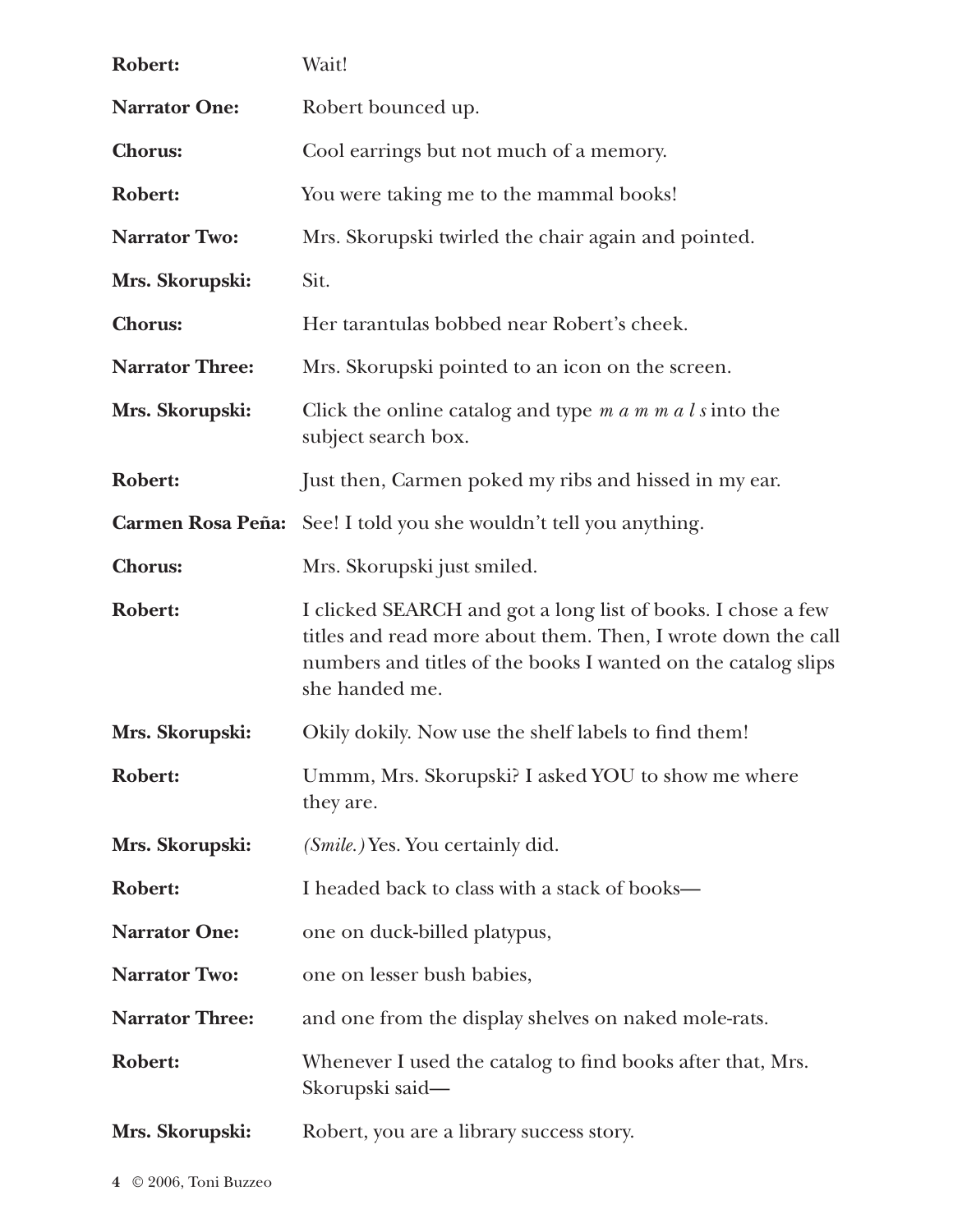**Robert:** Wait!

**Narrator One:** Robert bounced up.

**Chorus:** Cool earrings but not much of a memory.

**Robert:** You were taking me to the mammal books!

**Narrator Two:** Mrs. Skorupski twirled the chair again and pointed.

**Mrs. Skorupski:** Sit.

**Chorus:** Her tarantulas bobbed near Robert's cheek.

**Narrator Three:** Mrs. Skorupski pointed to an icon on the screen.

**Mrs. Skorupski:** Click the online catalog and type *m a m m a l s* into the subject search box.

**Robert:** Just then, Carmen poked my ribs and hissed in my ear.

**Carmen Rosa Peña:** See! I told you she wouldn't tell you anything.

**Chorus:** Mrs. Skorupski just smiled.

**Robert:** I clicked SEARCH and got a long list of books. I chose a few titles and read more about them. Then, I wrote down the call numbers and titles of the books I wanted on the catalog slips she handed me.

**Mrs. Skorupski:** Okily dokily. Now use the shelf labels to find them!

**Robert:** Ummm, Mrs. Skorupski? I asked YOU to show me where they are.

**Mrs. Skorupski:** *(Smile.)* Yes. You certainly did.

**Robert:** I headed back to class with a stack of books—

**Narrator One:** one on duck-billed platypus,

**Narrator Two:** one on lesser bush babies,

**Narrator Three:** and one from the display shelves on naked mole-rats.

**Robert:** Whenever I used the catalog to find books after that, Mrs. Skorupski said—

**Mrs. Skorupski:** Robert, you are a library success story.

© 2006, Toni Buzzeo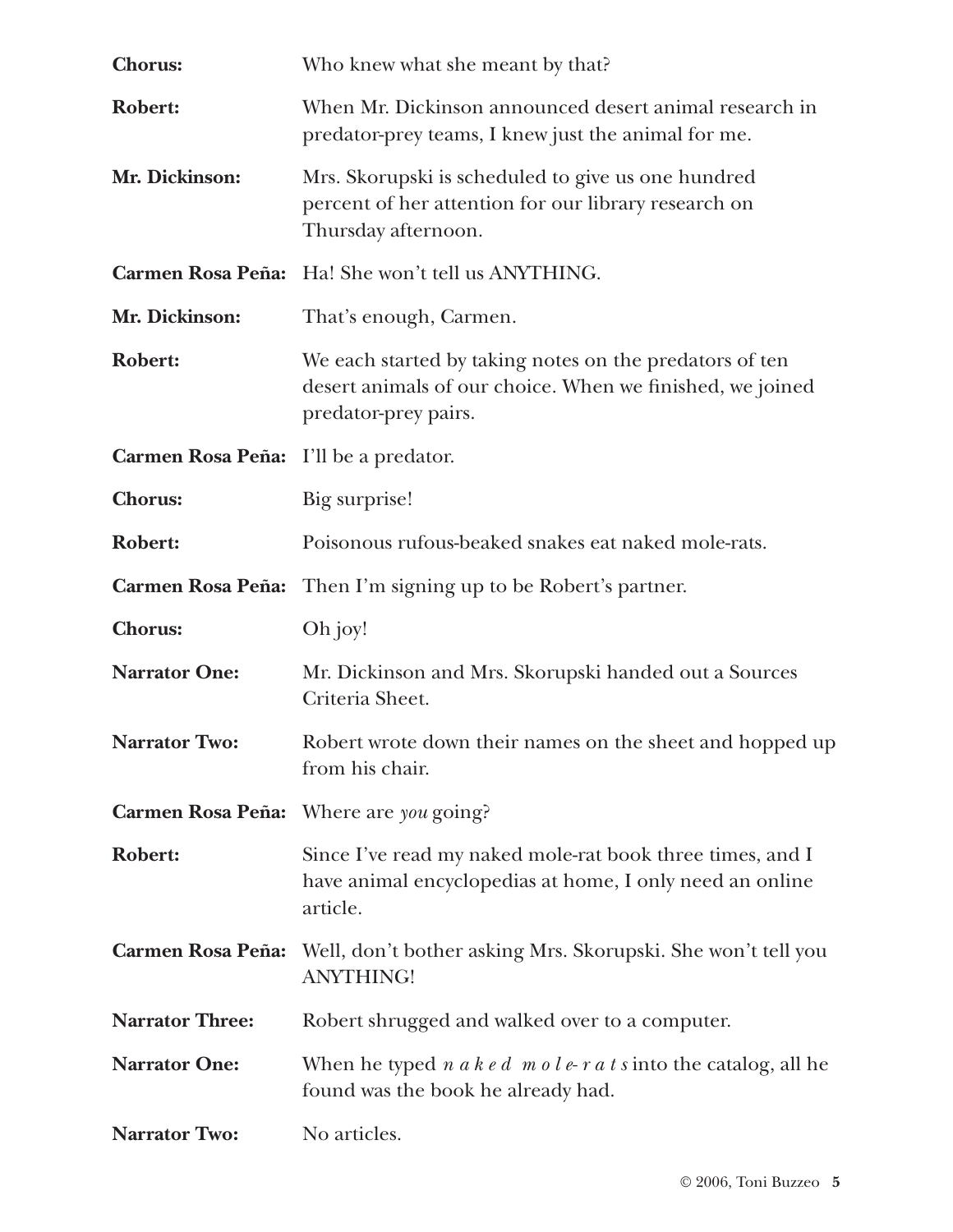**Chorus:** Who knew what she meant by that?

**Robert:** When Mr. Dickinson announced desert animal research in predator-prey teams, I knew just the animal for me.

**Mr. Dickinson:** Mrs. Skorupski is scheduled to give us one hundred percent of her attention for our library research on Thursday afternoon.

**Carmen Rosa Peña:** Ha! She won't tell us ANYTHING.

**Mr. Dickinson:** That's enough, Carmen.

**Robert:** We each started by taking notes on the predators of ten desert animals of our choice. When we finished, we joined predator-prey pairs.

**Carmen Rosa Peña:** I'll be a predator.

**Chorus:** Big surprise!

**Robert:** Poisonous rufous-beaked snakes eat naked mole-rats.

**Carmen Rosa Peña:** Then I'm signing up to be Robert's partner.

**Chorus:** Oh joy!

**Narrator One:** Mr. Dickinson and Mrs. Skorupski handed out a Sources Criteria Sheet.

**Narrator Two:** Robert wrote down their names on the sheet and hopped up from his chair.

**Carmen Rosa Peña:** Where are *you* going?

**Robert:** Since I've read my naked mole-rat book three times, and I have animal encyclopedias at home, I only need an online article.

**Carmen Rosa Peña:** Well, don't bother asking Mrs. Skorupski. She won't tell you ANYTHING!

**Narrator Three:** Robert shrugged and walked over to a computer.

**Narrator One:** When he typed *n a k e d m o l e- r a t s* into the catalog, all he found was the book he already had.

**Narrator Two:** No articles.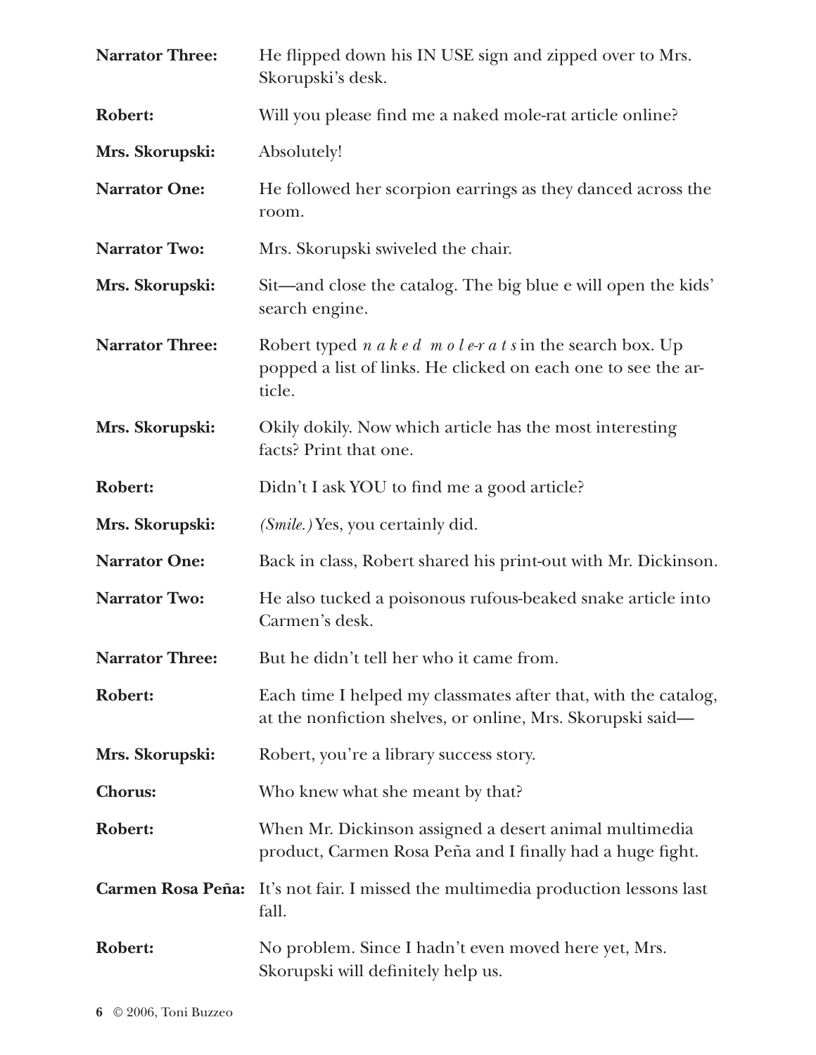**Narrator Three:** He flipped down his IN USE sign and zipped over to Mrs. Skorupski's desk.

**Robert:** Will you please find me a naked mole-rat article online?

**Mrs. Skorupski:** Absolutely!

**Narrator One:** He followed her scorpion earrings as they danced across the room.

**Narrator Two:** Mrs. Skorupski swiveled the chair.

**Mrs. Skorupski:** Sit—and close the catalog. The big blue e will open the kids' search engine.

**Narrator Three:** Robert typed *n a k e d m o l e-r a t s* in the search box. Up popped a list of links. He clicked on each one to see the article.

**Mrs. Skorupski:** Okily dokily. Now which article has the most interesting facts? Print that one.

**Robert:** Didn't I ask YOU to find me a good article?

**Mrs. Skorupski:** *(Smile.)* Yes, you certainly did.

**Narrator One:** Back in class, Robert shared his print-out with Mr. Dickinson.

**Narrator Two:** He also tucked a poisonous rufous-beaked snake article into Carmen's desk.

**Narrator Three:** But he didn't tell her who it came from.

**Robert:** Each time I helped my classmates after that, with the catalog, at the nonfiction shelves, or online, Mrs. Skorupski said—

**Mrs. Skorupski:** Robert, you're a library success story.

**Chorus:** Who knew what she meant by that?

**Robert:** When Mr. Dickinson assigned a desert animal multimedia product, Carmen Rosa Peña and I finally had a huge fight.

**Carmen Rosa Peña:** It's not fair. I missed the multimedia production lessons last fall.

**Robert:** No problem. Since I hadn't even moved here yet, Mrs. Skorupski will definitely help us.

© 2006, Toni Buzzeo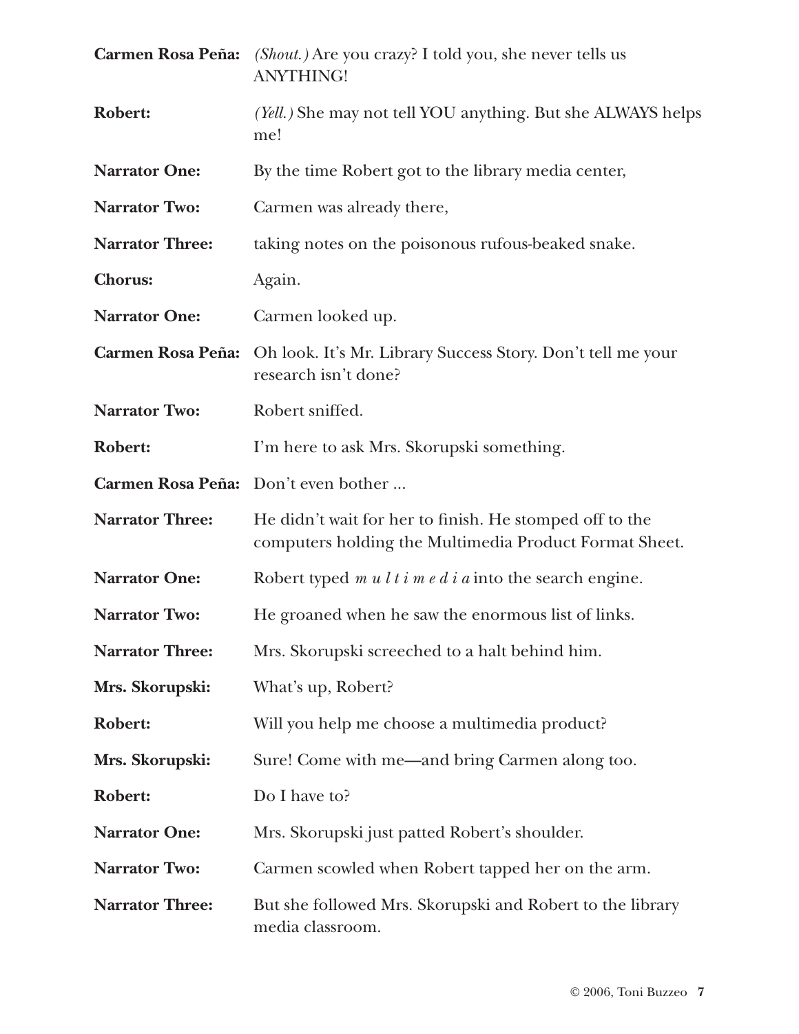**Carmen Rosa Peña:** *(Shout.)* Are you crazy? I told you, she never tells us ANYTHING!

**Robert:** *(Yell.)* She may not tell YOU anything. But she ALWAYS helps me!

**Narrator One:** By the time Robert got to the library media center,

**Narrator Two:** Carmen was already there,

**Narrator Three:** taking notes on the poisonous rufous-beaked snake.

**Chorus:** Again.

**Narrator One:** Carmen looked up.

**Carmen Rosa Peña:** Oh look. It's Mr. Library Success Story. Don't tell me your research isn't done?

**Narrator Two:** Robert sniffed.

**Robert:** I'm here to ask Mrs. Skorupski something.

**Carmen Rosa Peña:** Don't even bother ...

**Narrator Three:** He didn't wait for her to finish. He stomped off to the computers holding the Multimedia Product Format Sheet.

**Narrator One:** Robert typed *m u l t i m e d i a* into the search engine.

**Narrator Two:** He groaned when he saw the enormous list of links.

**Narrator Three:** Mrs. Skorupski screeched to a halt behind him.

**Mrs. Skorupski:** What's up, Robert?

**Robert:** Will you help me choose a multimedia product?

**Mrs. Skorupski:** Sure! Come with me—and bring Carmen along too.

**Robert:** Do I have to?

**Narrator One:** Mrs. Skorupski just patted Robert's shoulder.

**Narrator Two:** Carmen scowled when Robert tapped her on the arm.

**Narrator Three:** But she followed Mrs. Skorupski and Robert to the library media classroom.

© 2006, Toni Buzzeo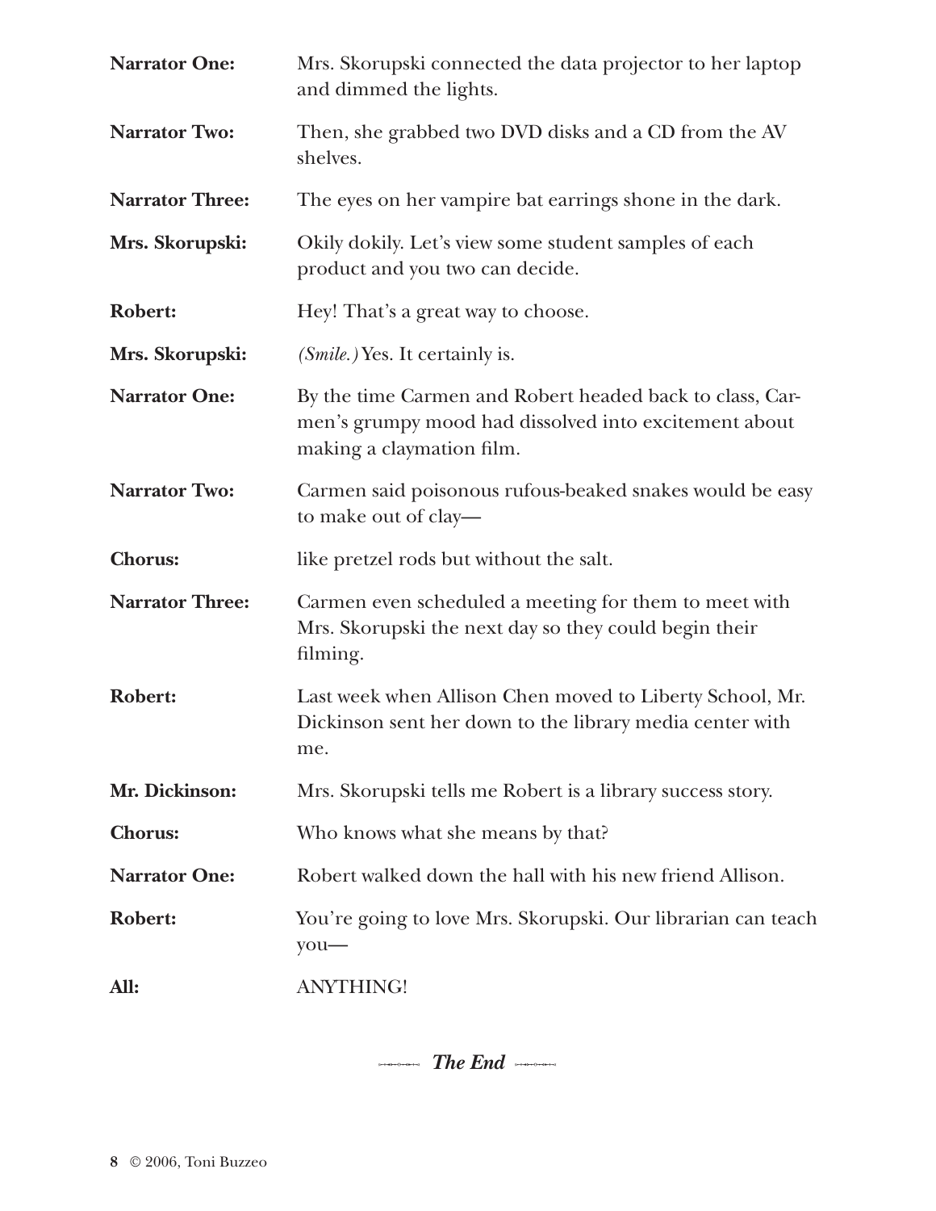**Narrator One:** Mrs. Skorupski connected the data projector to her laptop and dimmed the lights.

**Narrator Two:** Then, she grabbed two DVD disks and a CD from the AV shelves.

**Narrator Three:** The eyes on her vampire bat earrings shone in the dark.

**Mrs. Skorupski:** Okily dokily. Let's view some student samples of each product and you two can decide.

**Robert:** Hey! That's a great way to choose.

**Mrs. Skorupski:** *(Smile.)* Yes. It certainly is.

**Narrator One:** By the time Carmen and Robert headed back to class, Carmen's grumpy mood had dissolved into excitement about making a claymation film.

**Narrator Two:** Carmen said poisonous rufous-beaked snakes would be easy to make out of clay—

**Chorus:** like pretzel rods but without the salt.

**Narrator Three:** Carmen even scheduled a meeting for them to meet with Mrs. Skorupski the next day so they could begin their filming.

**Robert:** Last week when Allison Chen moved to Liberty School, Mr. Dickinson sent her down to the library media center with me.

**Mr. Dickinson:** Mrs. Skorupski tells me Robert is a library success story.

**Chorus:** Who knows what she means by that?

**Narrator One:** Robert walked down the hall with his new friend Allison.

**Robert:** You're going to love Mrs. Skorupski. Our librarian can teach you—

**All:** ANYTHING!

***The End***

© 2006, Toni Buzzeo